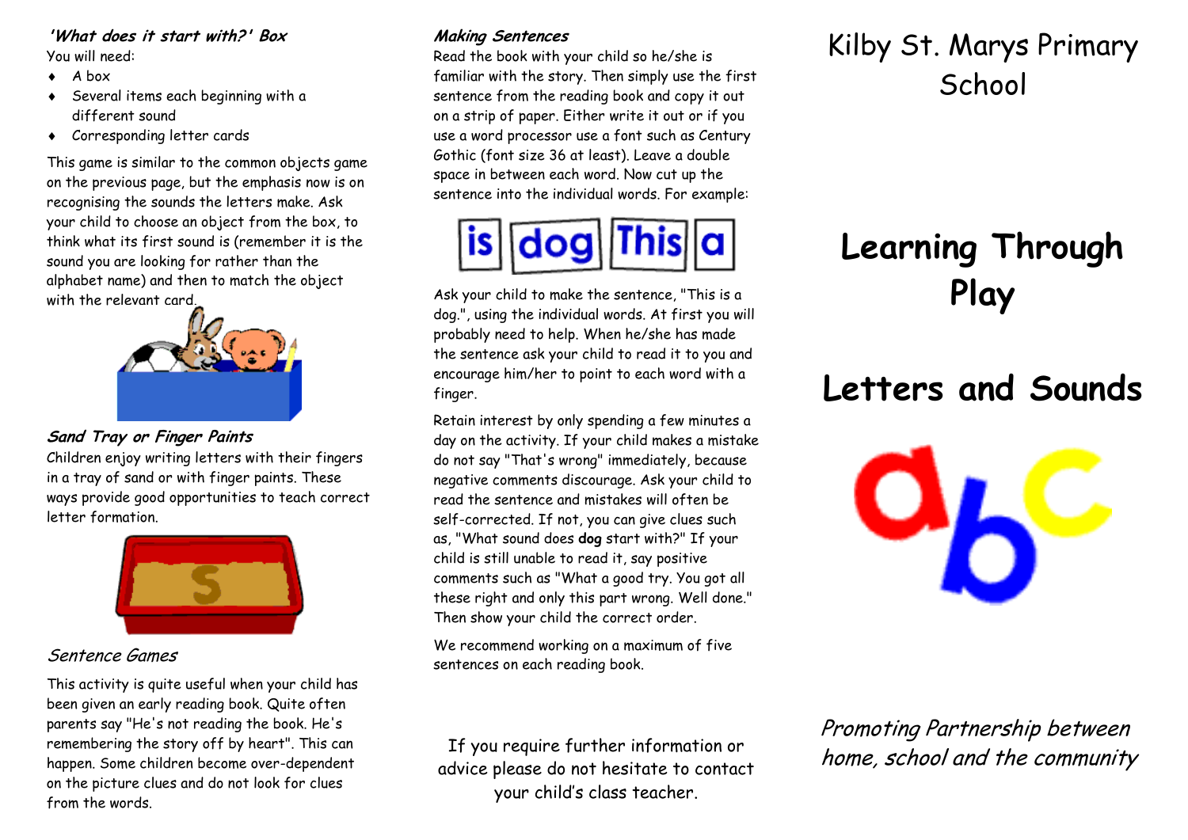### *'What does it start with?' Box*

You will need:

- A box
- Several items each beginning with a different sound
- Corresponding letter cards

This game is similar to the common objects game on the previous page, but the emphasis now is on recognising the sounds the letters make. Ask your child to choose an object from the box, to think what its first sound is (remember it is the sound you are looking for rather than the alphabet name) and then to match the object with the relevant card.

### *Sand Tray or Finger Paints*

Children enjoy writing letters with their fingers in a tray of sand or with finger paints. These ways provide good opportunities to teach correct letter formation.

### *Sentence Games*

This activity is quite useful when your child has been given an early reading book. Quite often parents say "He's not reading the book. He's remembering the story off by heart". This can happen. Some children become over-dependent on the picture clues and do not look for clues from the words.

### *Making Sentences*

Read the book with your child so he/she is familiar with the story. Then simply use the first sentence from the reading book and copy it out on a strip of paper. Either write it out or if you use a word processor use a font such as Century Gothic (font size 36 at least). Leave a double space in between each word. Now cut up the sentence into the individual words. For example:

is | dog | This | a

Ask your child to make the sentence, "This is a dog.", using the individual words. At first you will probably need to help. When he/she has made the sentence ask your child to read it to you and encourage him/her to point to each word with a finger.

Retain interest by only spending a few minutes a day on the activity. If your child makes a mistake do not say "That's wrong" immediately, because negative comments discourage. Ask your child to read the sentence and mistakes will often be self-corrected. If not, you can give clues such as, "What sound does **dog** start with?" If your child is still unable to read it, say positive comments such as "What a good try. You got all these right and only this part wrong. Well done." Then show your child the correct order.

We recommend working on a maximum of five sentences on each reading book.

If you require further information or advice please do not hesitate to contact your child's class teacher.

# Kilby St. Marys Primary School

# Learning Through Play

# Letters and Sounds

*Promoting Partnership between home, school and the community*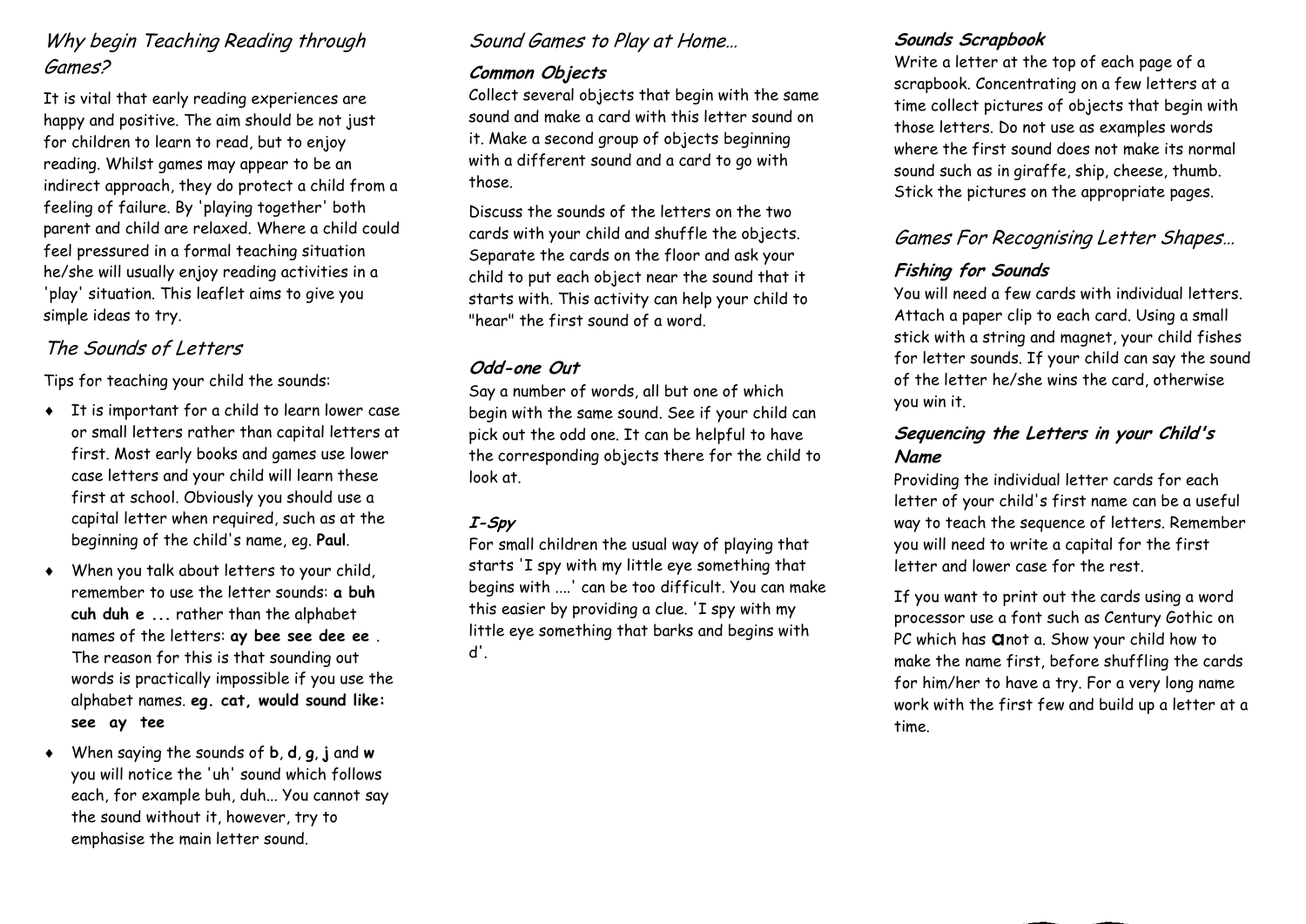## Why begin Teaching Reading through Games?

It is vital that early reading experiences are happy and positive. The aim should be not just for children to learn to read, but to enjoy reading. Whilst games may appear to be an indirect approach, they do protect a child from a feeling of failure. By 'playing together' both parent and child are relaxed. Where a child could feel pressured in a formal teaching situation he/she will usually enjoy reading activities in a 'play' situation. This leaflet aims to give you simple ideas to try.

## The Sounds of Letters

Tips for teaching your child the sounds:

- It is important for a child to learn lower case or small letters rather than capital letters at first. Most early books and games use lower case letters and your child will learn these first at school. Obviously you should use a capital letter when required, such as at the beginning of the child's name, eg. **Paul**.
- When you talk about letters to your child, remember to use the letter sounds: **a buh cuh duh e ...** rather than the alphabet names of the letters: **ay bee see dee ee** . The reason for this is that sounding out words is practically impossible if you use the alphabet names. **eg. cat, would sound like: see ay tee**
- When saying the sounds of **b**, **d**, **g**, **j** and **w** you will notice the 'uh' sound which follows each, for example buh, duh... You cannot say the sound without it, however, try to emphasise the main letter sound.

## Sound Games to Play at Home…

### Common Objects

Collect several objects that begin with the same sound and make a card with this letter sound on it. Make a second group of objects beginning with a different sound and a card to go with those.

Discuss the sounds of the letters on the two cards with your child and shuffle the objects. Separate the cards on the floor and ask your child to put each object near the sound that it starts with. This activity can help your child to "hear" the first sound of a word.

### Odd-one Out

Say a number of words, all but one of which begin with the same sound. See if your child can pick out the odd one. It can be helpful to have the corresponding objects there for the child to look at.

### I-Spy

For small children the usual way of playing that starts 'I spy with my little eye something that begins with ....' can be too difficult. You can make this easier by providing a clue. 'I spy with my little eye something that barks and begins with d'.

### Sounds Scrapbook

Write a letter at the top of each page of a scrapbook. Concentrating on a few letters at a time collect pictures of objects that begin with those letters. Do not use as examples words where the first sound does not make its normal sound such as in giraffe, ship, cheese, thumb. Stick the pictures on the appropriate pages.

## Games For Recognising Letter Shapes…

### Fishing for Sounds

You will need a few cards with individual letters. Attach a paper clip to each card. Using a small stick with a string and magnet, your child fishes for letter sounds. If your child can say the sound of the letter he/she wins the card, otherwise you win it.

### Sequencing the Letters in your Child's Name

Providing the individual letter cards for each letter of your child's first name can be a useful way to teach the sequence of letters. Remember you will need to write a capital for the first letter and lower case for the rest.

If you want to print out the cards using a word processor use a font such as Century Gothic on PC which has **a** not a. Show your child how to make the name first, before shuffling the cards for him/her to have a try. For a very long name work with the first few and build up a letter at a time.